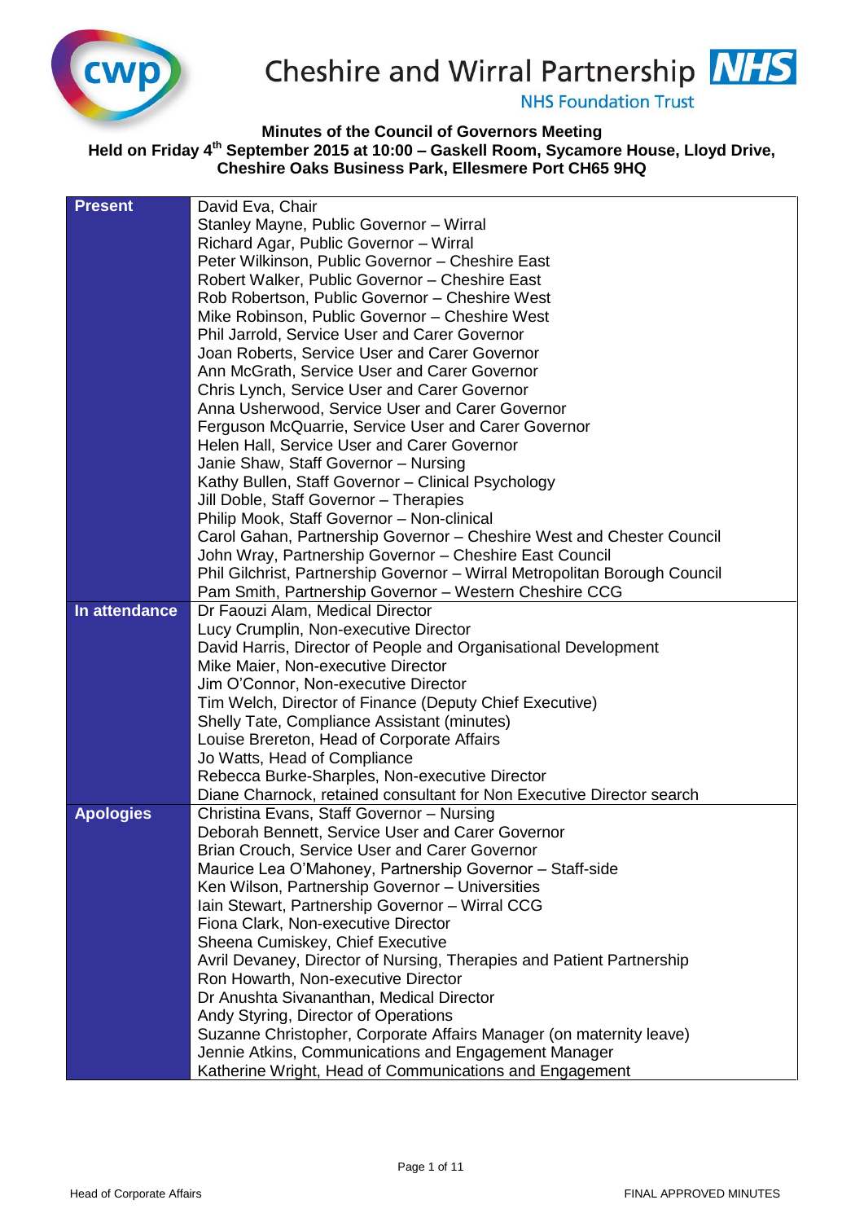Cheshire and Wirral Partnership NHS Foundation Trust

# Minutes of the Council of Governors Meeting

**Held on Friday 4th September 2015 at 10:00 – Gaskell Room, Sycamore House, Lloyd Drive, Cheshire Oaks Business Park, Ellesmere Port CH65 9HQ**

| | |
|---|---|
| **Present** | David Eva, Chair<br>Stanley Mayne, Public Governor – Wirral<br>Richard Agar, Public Governor – Wirral<br>Peter Wilkinson, Public Governor – Cheshire East<br>Robert Walker, Public Governor – Cheshire East<br>Rob Robertson, Public Governor – Cheshire West<br>Mike Robinson, Public Governor – Cheshire West<br>Phil Jarrold, Service User and Carer Governor<br>Joan Roberts, Service User and Carer Governor<br>Ann McGrath, Service User and Carer Governor<br>Chris Lynch, Service User and Carer Governor<br>Anna Usherwood, Service User and Carer Governor<br>Ferguson McQuarrie, Service User and Carer Governor<br>Helen Hall, Service User and Carer Governor<br>Janie Shaw, Staff Governor – Nursing<br>Kathy Bullen, Staff Governor – Clinical Psychology<br>Jill Doble, Staff Governor – Therapies<br>Philip Mook, Staff Governor – Non-clinical<br>Carol Gahan, Partnership Governor – Cheshire West and Chester Council<br>John Wray, Partnership Governor – Cheshire East Council<br>Phil Gilchrist, Partnership Governor – Wirral Metropolitan Borough Council<br>Pam Smith, Partnership Governor – Western Cheshire CCG |
| **In attendance** | Dr Faouzi Alam, Medical Director<br>Lucy Crumplin, Non-executive Director<br>David Harris, Director of People and Organisational Development<br>Mike Maier, Non-executive Director<br>Jim O'Connor, Non-executive Director<br>Tim Welch, Director of Finance (Deputy Chief Executive)<br>Shelly Tate, Compliance Assistant (minutes)<br>Louise Brereton, Head of Corporate Affairs<br>Jo Watts, Head of Compliance<br>Rebecca Burke-Sharples, Non-executive Director<br>Diane Charnock, retained consultant for Non Executive Director search |
| **Apologies** | Christina Evans, Staff Governor – Nursing<br>Deborah Bennett, Service User and Carer Governor<br>Brian Crouch, Service User and Carer Governor<br>Maurice Lea O'Mahoney, Partnership Governor – Staff-side<br>Ken Wilson, Partnership Governor – Universities<br>Iain Stewart, Partnership Governor – Wirral CCG<br>Fiona Clark, Non-executive Director<br>Sheena Cumiskey, Chief Executive<br>Avril Devaney, Director of Nursing, Therapies and Patient Partnership<br>Ron Howarth, Non-executive Director<br>Dr Anushta Sivananthan, Medical Director<br>Andy Styring, Director of Operations<br>Suzanne Christopher, Corporate Affairs Manager (on maternity leave)<br>Jennie Atkins, Communications and Engagement Manager<br>Katherine Wright, Head of Communications and Engagement |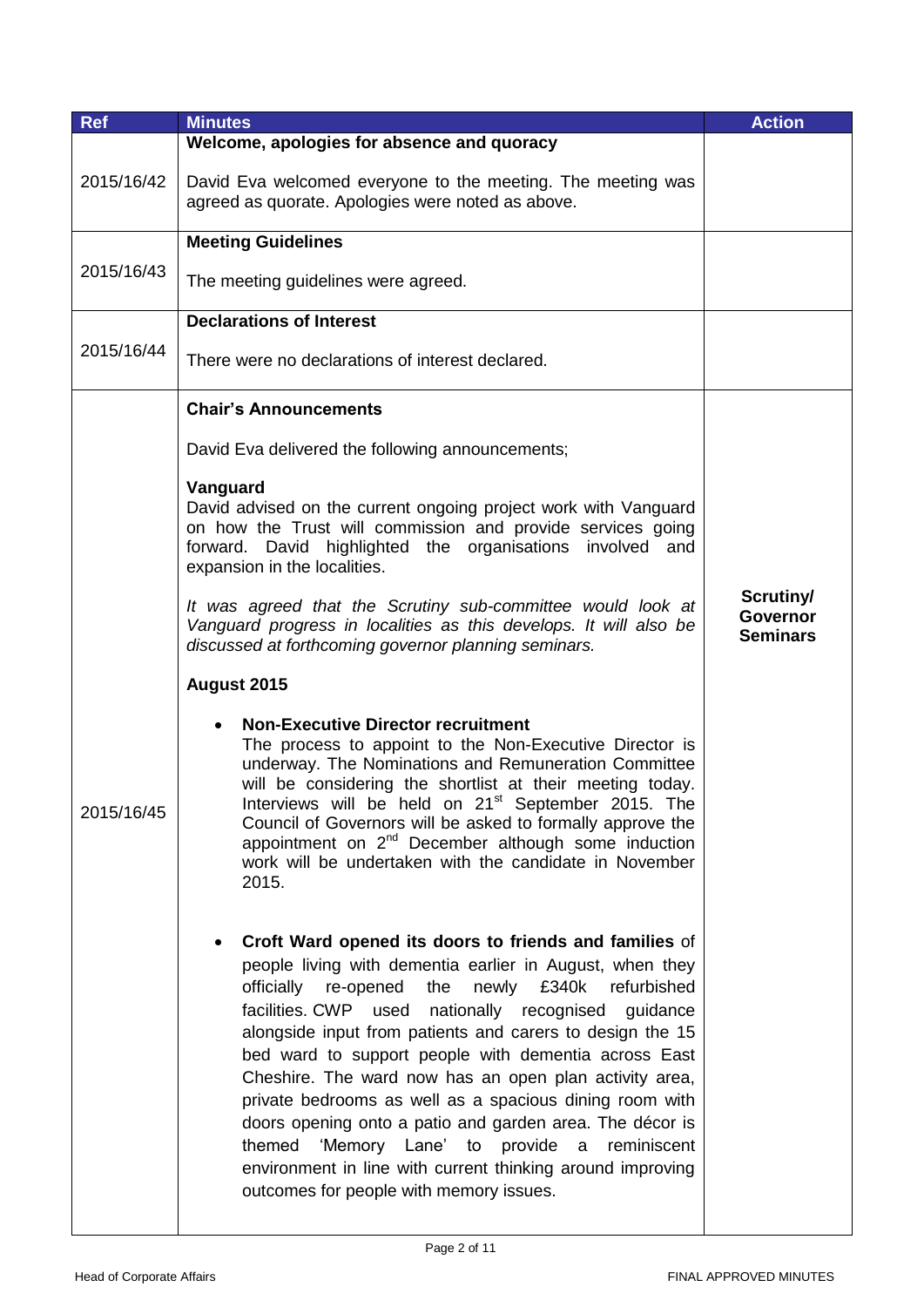| Ref | Minutes | Action |
|---|---|---|
| 2015/16/42 | **Welcome, apologies for absence and quoracy**<br><br>David Eva welcomed everyone to the meeting. The meeting was agreed as quorate. Apologies were noted as above. | |
| 2015/16/43 | **Meeting Guidelines**<br><br>The meeting guidelines were agreed. | |
| 2015/16/44 | **Declarations of Interest**<br><br>There were no declarations of interest declared. | |
| 2015/16/45 | **Chair's Announcements**<br><br>David Eva delivered the following announcements;<br><br>**Vanguard**<br>David advised on the current ongoing project work with Vanguard on how the Trust will commission and provide services going forward. David highlighted the organisations involved and expansion in the localities.<br><br>*It was agreed that the Scrutiny sub-committee would look at Vanguard progress in localities as this develops. It will also be discussed at forthcoming governor planning seminars.*<br><br>**August 2015**<br><br>• **Non-Executive Director recruitment** The process to appoint to the Non-Executive Director is underway. The Nominations and Remuneration Committee will be considering the shortlist at their meeting today. Interviews will be held on 21st September 2015. The Council of Governors will be asked to formally approve the appointment on 2nd December although some induction work will be undertaken with the candidate in November 2015.<br><br>• **Croft Ward opened its doors to friends and families** of people living with dementia earlier in August, when they officially re-opened the newly £340k refurbished facilities. CWP used nationally recognised guidance alongside input from patients and carers to design the 15 bed ward to support people with dementia across East Cheshire. The ward now has an open plan activity area, private bedrooms as well as a spacious dining room with doors opening onto a patio and garden area. The décor is themed 'Memory Lane' to provide a reminiscent environment in line with current thinking around improving outcomes for people with memory issues. | **Scrutiny/ Governor Seminars** |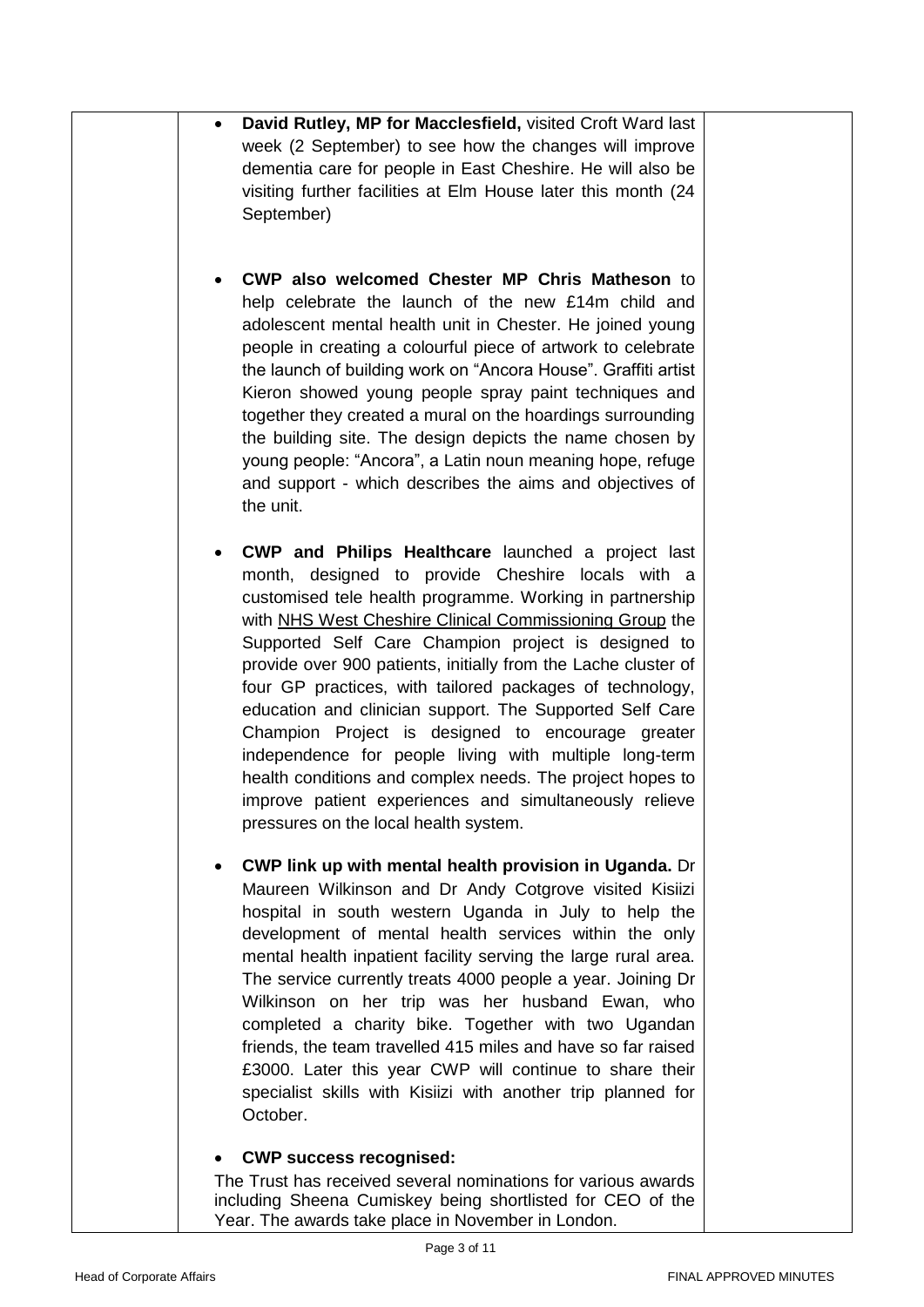- **David Rutley, MP for Macclesfield,** visited Croft Ward last week (2 September) to see how the changes will improve dementia care for people in East Cheshire. He will also be visiting further facilities at Elm House later this month (24 September)

- **CWP also welcomed Chester MP Chris Matheson** to help celebrate the launch of the new £14m child and adolescent mental health unit in Chester. He joined young people in creating a colourful piece of artwork to celebrate the launch of building work on "Ancora House". Graffiti artist Kieron showed young people spray paint techniques and together they created a mural on the hoardings surrounding the building site. The design depicts the name chosen by young people: "Ancora", a Latin noun meaning hope, refuge and support - which describes the aims and objectives of the unit.

- **CWP and Philips Healthcare** launched a project last month, designed to provide Cheshire locals with a customised tele health programme. Working in partnership with NHS West Cheshire Clinical Commissioning Group the Supported Self Care Champion project is designed to provide over 900 patients, initially from the Lache cluster of four GP practices, with tailored packages of technology, education and clinician support. The Supported Self Care Champion Project is designed to encourage greater independence for people living with multiple long-term health conditions and complex needs. The project hopes to improve patient experiences and simultaneously relieve pressures on the local health system.

- **CWP link up with mental health provision in Uganda.** Dr Maureen Wilkinson and Dr Andy Cotgrove visited Kisiizi hospital in south western Uganda in July to help the development of mental health services within the only mental health inpatient facility serving the large rural area. The service currently treats 4000 people a year. Joining Dr Wilkinson on her trip was her husband Ewan, who completed a charity bike. Together with two Ugandan friends, the team travelled 415 miles and have so far raised £3000. Later this year CWP will continue to share their specialist skills with Kisiizi with another trip planned for October.

- **CWP success recognised:**

The Trust has received several nominations for various awards including Sheena Cumiskey being shortlisted for CEO of the Year. The awards take place in November in London.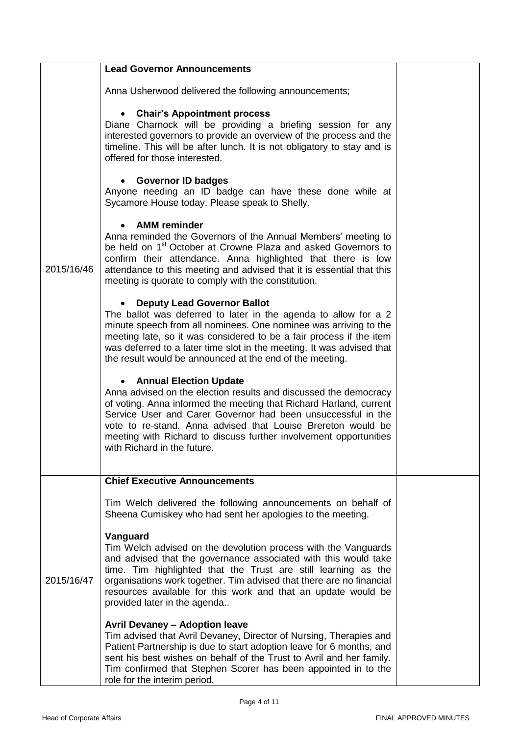| | | |
|---|---|---|
| 2015/16/46 | **Lead Governor Announcements**<br><br>Anna Usherwood delivered the following announcements;<br><br>• **Chair's Appointment process**<br>Diane Charnock will be providing a briefing session for any interested governors to provide an overview of the process and the timeline. This will be after lunch. It is not obligatory to stay and is offered for those interested.<br><br>• **Governor ID badges**<br>Anyone needing an ID badge can have these done while at Sycamore House today. Please speak to Shelly.<br><br>• **AMM reminder**<br>Anna reminded the Governors of the Annual Members' meeting to be held on 1st October at Crowne Plaza and asked Governors to confirm their attendance. Anna highlighted that there is low attendance to this meeting and advised that it is essential that this meeting is quorate to comply with the constitution.<br><br>• **Deputy Lead Governor Ballot**<br>The ballot was deferred to later in the agenda to allow for a 2 minute speech from all nominees. One nominee was arriving to the meeting late, so it was considered to be a fair process if the item was deferred to a later time slot in the meeting. It was advised that the result would be announced at the end of the meeting.<br><br>• **Annual Election Update**<br>Anna advised on the election results and discussed the democracy of voting. Anna informed the meeting that Richard Harland, current Service User and Carer Governor had been unsuccessful in the vote to re-stand. Anna advised that Louise Brereton would be meeting with Richard to discuss further involvement opportunities with Richard in the future. | |
| 2015/16/47 | **Chief Executive Announcements**<br><br>Tim Welch delivered the following announcements on behalf of Sheena Cumiskey who had sent her apologies to the meeting.<br><br>**Vanguard**<br>Tim Welch advised on the devolution process with the Vanguards and advised that the governance associated with this would take time. Tim highlighted that the Trust are still learning as the organisations work together. Tim advised that there are no financial resources available for this work and that an update would be provided later in the agenda..<br><br>**Avril Devaney – Adoption leave**<br>Tim advised that Avril Devaney, Director of Nursing, Therapies and Patient Partnership is due to start adoption leave for 6 months, and sent his best wishes on behalf of the Trust to Avril and her family. Tim confirmed that Stephen Scorer has been appointed in to the role for the interim period. | |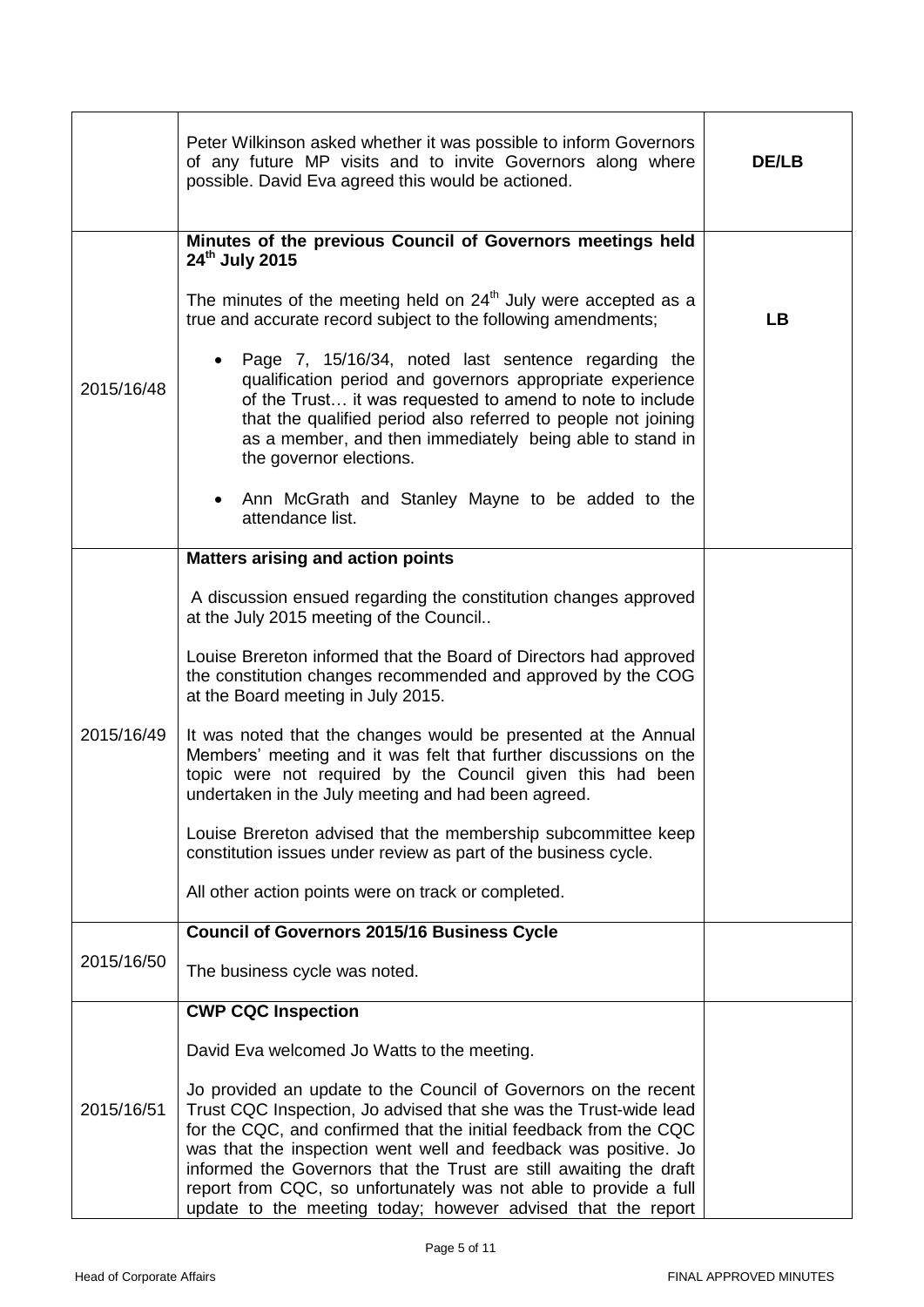| | | |
|---|---|---|
| | Peter Wilkinson asked whether it was possible to inform Governors of any future MP visits and to invite Governors along where possible. David Eva agreed this would be actioned. | **DE/LB** |
| 2015/16/48 | **Minutes of the previous Council of Governors meetings held 24th July 2015**<br><br>The minutes of the meeting held on 24th July were accepted as a true and accurate record subject to the following amendments;<br><br>• Page 7, 15/16/34, noted last sentence regarding the qualification period and governors appropriate experience of the Trust… it was requested to amend to note to include that the qualified period also referred to people not joining as a member, and then immediately being able to stand in the governor elections.<br><br>• Ann McGrath and Stanley Mayne to be added to the attendance list. | **LB** |
| 2015/16/49 | **Matters arising and action points**<br><br>A discussion ensued regarding the constitution changes approved at the July 2015 meeting of the Council..<br><br>Louise Brereton informed that the Board of Directors had approved the constitution changes recommended and approved by the COG at the Board meeting in July 2015.<br><br>It was noted that the changes would be presented at the Annual Members' meeting and it was felt that further discussions on the topic were not required by the Council given this had been undertaken in the July meeting and had been agreed.<br><br>Louise Brereton advised that the membership subcommittee keep constitution issues under review as part of the business cycle.<br><br>All other action points were on track or completed. | |
| 2015/16/50 | **Council of Governors 2015/16 Business Cycle**<br><br>The business cycle was noted. | |
| 2015/16/51 | **CWP CQC Inspection**<br><br>David Eva welcomed Jo Watts to the meeting.<br><br>Jo provided an update to the Council of Governors on the recent Trust CQC Inspection, Jo advised that she was the Trust-wide lead for the CQC, and confirmed that the initial feedback from the CQC was that the inspection went well and feedback was positive. Jo informed the Governors that the Trust are still awaiting the draft report from CQC, so unfortunately was not able to provide a full update to the meeting today; however advised that the report | |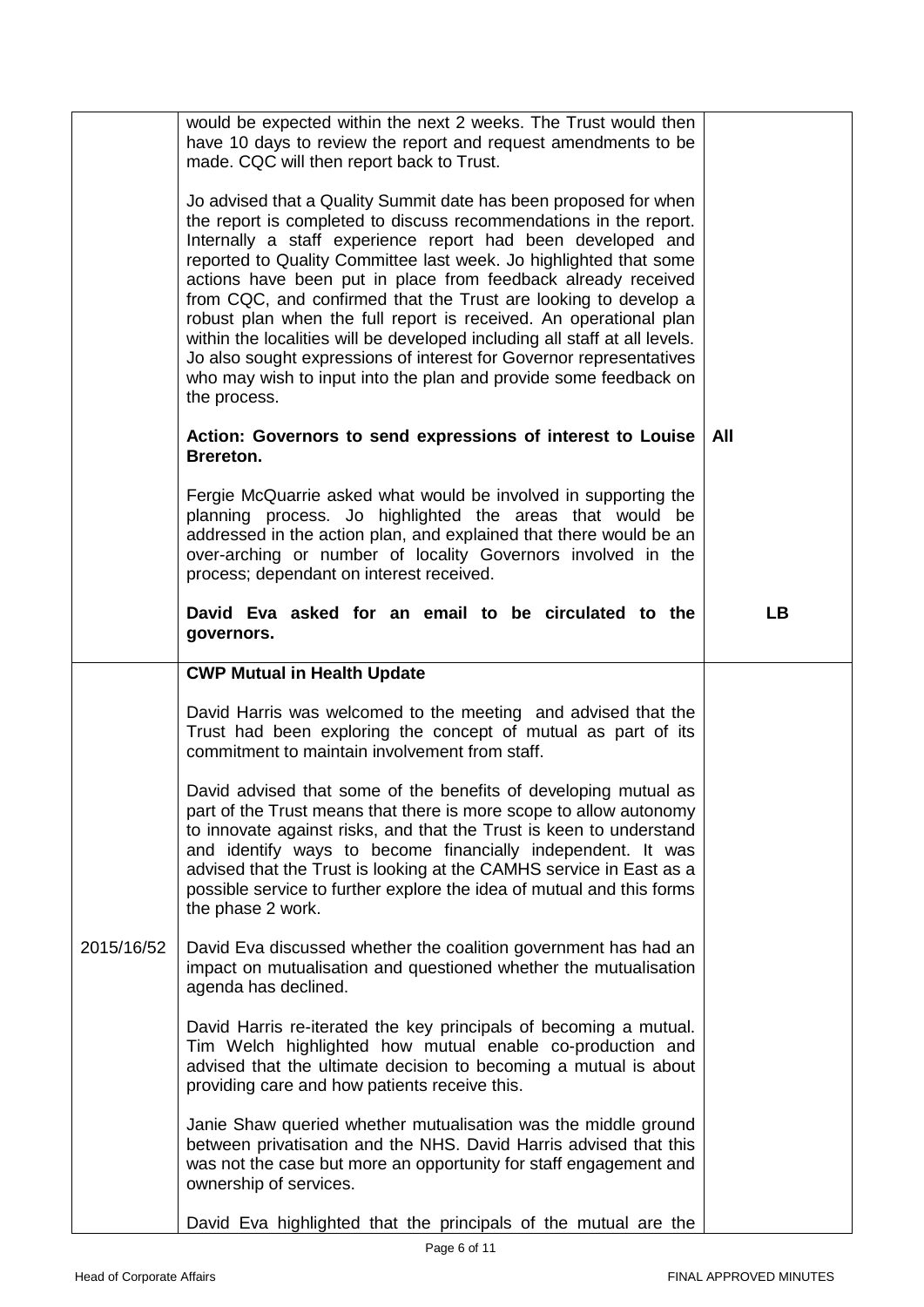| | | |
|---|---|---|
| | would be expected within the next 2 weeks. The Trust would then have 10 days to review the report and request amendments to be made. CQC will then report back to Trust.<br><br>Jo advised that a Quality Summit date has been proposed for when the report is completed to discuss recommendations in the report. Internally a staff experience report had been developed and reported to Quality Committee last week. Jo highlighted that some actions have been put in place from feedback already received from CQC, and confirmed that the Trust are looking to develop a robust plan when the full report is received. An operational plan within the localities will be developed including all staff at all levels. Jo also sought expressions of interest for Governor representatives who may wish to input into the plan and provide some feedback on the process.<br><br>**Action: Governors to send expressions of interest to Louise Brereton.**<br><br>Fergie McQuarrie asked what would be involved in supporting the planning process. Jo highlighted the areas that would be addressed in the action plan, and explained that there would be an over-arching or number of locality Governors involved in the process; dependant on interest received.<br><br>**David Eva asked for an email to be circulated to the governors.** | **All**<br><br><br><br><br><br>**LB** |
| 2015/16/52 | **CWP Mutual in Health Update**<br><br>David Harris was welcomed to the meeting and advised that the Trust had been exploring the concept of mutual as part of its commitment to maintain involvement from staff.<br><br>David advised that some of the benefits of developing mutual as part of the Trust means that there is more scope to allow autonomy to innovate against risks, and that the Trust is keen to understand and identify ways to become financially independent. It was advised that the Trust is looking at the CAMHS service in East as a possible service to further explore the idea of mutual and this forms the phase 2 work.<br><br>David Eva discussed whether the coalition government has had an impact on mutualisation and questioned whether the mutualisation agenda has declined.<br><br>David Harris re-iterated the key principals of becoming a mutual. Tim Welch highlighted how mutual enable co-production and advised that the ultimate decision to becoming a mutual is about providing care and how patients receive this.<br><br>Janie Shaw queried whether mutualisation was the middle ground between privatisation and the NHS. David Harris advised that this was not the case but more an opportunity for staff engagement and ownership of services.<br><br>David Eva highlighted that the principals of the mutual are the | |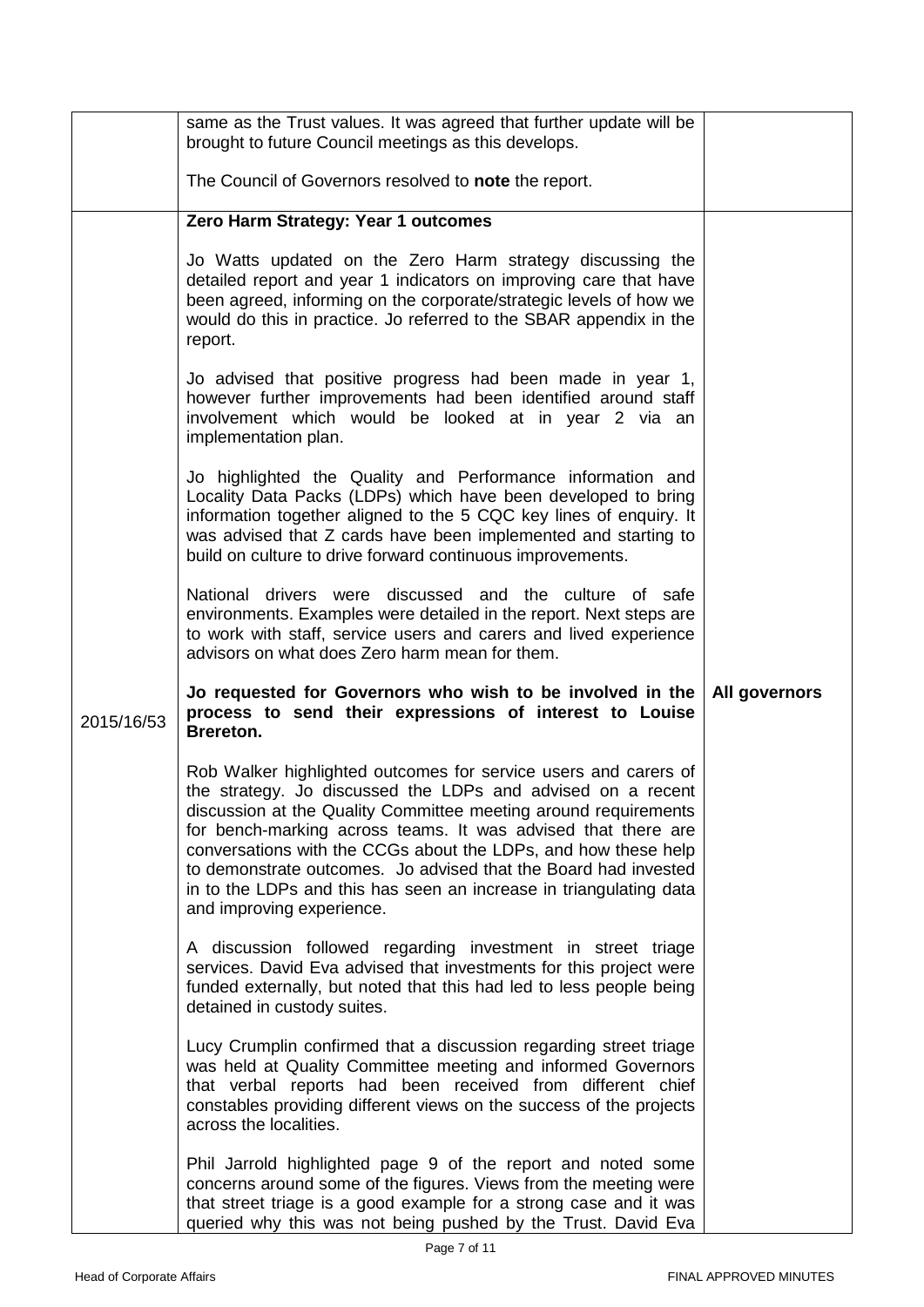| | | |
|---|---|---|
| | same as the Trust values. It was agreed that further update will be brought to future Council meetings as this develops.<br><br>The Council of Governors resolved to **note** the report. | |
| 2015/16/53 | **Zero Harm Strategy: Year 1 outcomes**<br><br>Jo Watts updated on the Zero Harm strategy discussing the detailed report and year 1 indicators on improving care that have been agreed, informing on the corporate/strategic levels of how we would do this in practice. Jo referred to the SBAR appendix in the report.<br><br>Jo advised that positive progress had been made in year 1, however further improvements had been identified around staff involvement which would be looked at in year 2 via an implementation plan.<br><br>Jo highlighted the Quality and Performance information and Locality Data Packs (LDPs) which have been developed to bring information together aligned to the 5 CQC key lines of enquiry. It was advised that Z cards have been implemented and starting to build on culture to drive forward continuous improvements.<br><br>National drivers were discussed and the culture of safe environments. Examples were detailed in the report. Next steps are to work with staff, service users and carers and lived experience advisors on what does Zero harm mean for them.<br><br>**Jo requested for Governors who wish to be involved in the process to send their expressions of interest to Louise Brereton.**<br><br>Rob Walker highlighted outcomes for service users and carers of the strategy. Jo discussed the LDPs and advised on a recent discussion at the Quality Committee meeting around requirements for bench-marking across teams. It was advised that there are conversations with the CCGs about the LDPs, and how these help to demonstrate outcomes. Jo advised that the Board had invested in to the LDPs and this has seen an increase in triangulating data and improving experience.<br><br>A discussion followed regarding investment in street triage services. David Eva advised that investments for this project were funded externally, but noted that this had led to less people being detained in custody suites.<br><br>Lucy Crumplin confirmed that a discussion regarding street triage was held at Quality Committee meeting and informed Governors that verbal reports had been received from different chief constables providing different views on the success of the projects across the localities.<br><br>Phil Jarrold highlighted page 9 of the report and noted some concerns around some of the figures. Views from the meeting were that street triage is a good example for a strong case and it was queried why this was not being pushed by the Trust. David Eva | **All governors** |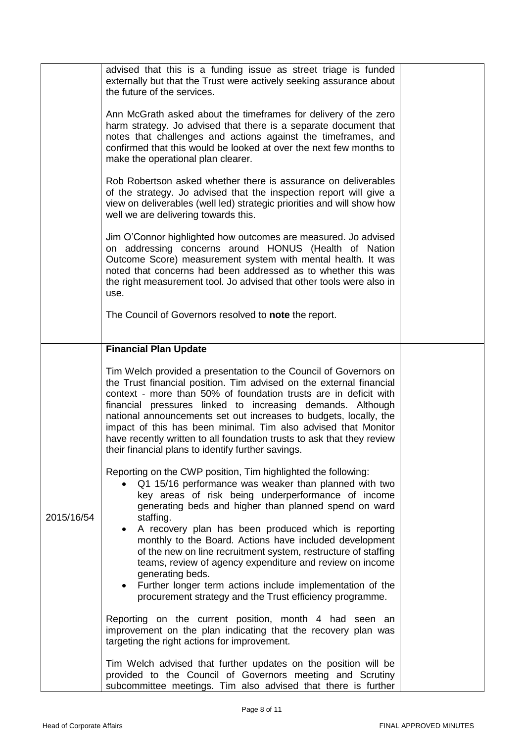| | | |
|---|---|---|
| | advised that this is a funding issue as street triage is funded externally but that the Trust were actively seeking assurance about the future of the services.<br><br>Ann McGrath asked about the timeframes for delivery of the zero harm strategy. Jo advised that there is a separate document that notes that challenges and actions against the timeframes, and confirmed that this would be looked at over the next few months to make the operational plan clearer.<br><br>Rob Robertson asked whether there is assurance on deliverables of the strategy. Jo advised that the inspection report will give a view on deliverables (well led) strategic priorities and will show how well we are delivering towards this.<br><br>Jim O'Connor highlighted how outcomes are measured. Jo advised on addressing concerns around HONUS (Health of Nation Outcome Score) measurement system with mental health. It was noted that concerns had been addressed as to whether this was the right measurement tool. Jo advised that other tools were also in use.<br><br>The Council of Governors resolved to **note** the report. | |
| 2015/16/54 | **Financial Plan Update**<br><br>Tim Welch provided a presentation to the Council of Governors on the Trust financial position. Tim advised on the external financial context - more than 50% of foundation trusts are in deficit with financial pressures linked to increasing demands. Although national announcements set out increases to budgets, locally, the impact of this has been minimal. Tim also advised that Monitor have recently written to all foundation trusts to ask that they review their financial plans to identify further savings.<br><br>Reporting on the CWP position, Tim highlighted the following:<br>• Q1 15/16 performance was weaker than planned with two key areas of risk being underperformance of income generating beds and higher than planned spend on ward staffing.<br>• A recovery plan has been produced which is reporting monthly to the Board. Actions have included development of the new on line recruitment system, restructure of staffing teams, review of agency expenditure and review on income generating beds.<br>• Further longer term actions include implementation of the procurement strategy and the Trust efficiency programme.<br><br>Reporting on the current position, month 4 had seen an improvement on the plan indicating that the recovery plan was targeting the right actions for improvement.<br><br>Tim Welch advised that further updates on the position will be provided to the Council of Governors meeting and Scrutiny subcommittee meetings. Tim also advised that there is further | |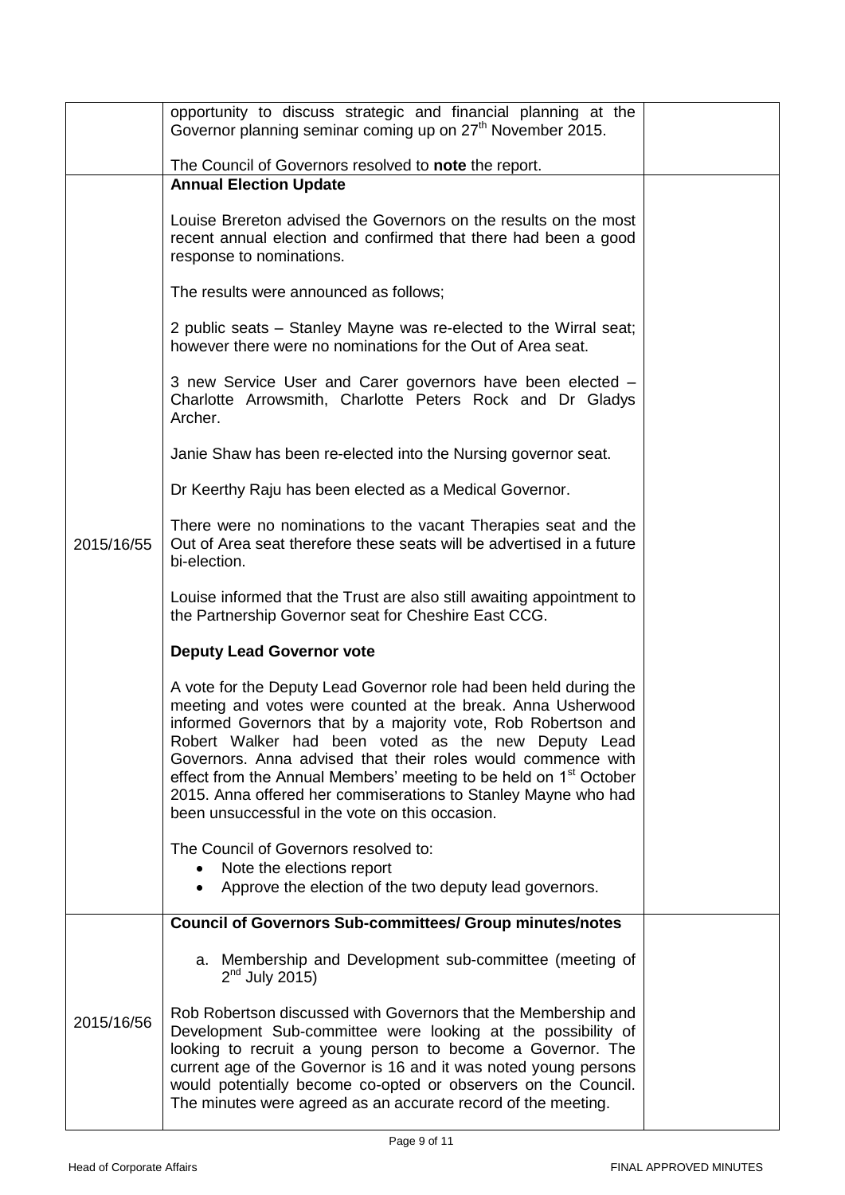| | | |
|---|---|---|
| | opportunity to discuss strategic and financial planning at the Governor planning seminar coming up on 27th November 2015.<br><br>The Council of Governors resolved to **note** the report. | |
| 2015/16/55 | **Annual Election Update**<br><br>Louise Brereton advised the Governors on the results on the most recent annual election and confirmed that there had been a good response to nominations.<br><br>The results were announced as follows;<br><br>2 public seats – Stanley Mayne was re-elected to the Wirral seat; however there were no nominations for the Out of Area seat.<br><br>3 new Service User and Carer governors have been elected – Charlotte Arrowsmith, Charlotte Peters Rock and Dr Gladys Archer.<br><br>Janie Shaw has been re-elected into the Nursing governor seat.<br><br>Dr Keerthy Raju has been elected as a Medical Governor.<br><br>There were no nominations to the vacant Therapies seat and the Out of Area seat therefore these seats will be advertised in a future bi-election.<br><br>Louise informed that the Trust are also still awaiting appointment to the Partnership Governor seat for Cheshire East CCG.<br><br>**Deputy Lead Governor vote**<br><br>A vote for the Deputy Lead Governor role had been held during the meeting and votes were counted at the break. Anna Usherwood informed Governors that by a majority vote, Rob Robertson and Robert Walker had been voted as the new Deputy Lead Governors. Anna advised that their roles would commence with effect from the Annual Members' meeting to be held on 1st October 2015. Anna offered her commiserations to Stanley Mayne who had been unsuccessful in the vote on this occasion.<br><br>The Council of Governors resolved to:<br>• Note the elections report<br>• Approve the election of the two deputy lead governors. | |
| 2015/16/56 | **Council of Governors Sub-committees/ Group minutes/notes**<br><br>a. Membership and Development sub-committee (meeting of 2nd July 2015)<br><br>Rob Robertson discussed with Governors that the Membership and Development Sub-committee were looking at the possibility of looking to recruit a young person to become a Governor. The current age of the Governor is 16 and it was noted young persons would potentially become co-opted or observers on the Council. The minutes were agreed as an accurate record of the meeting. | |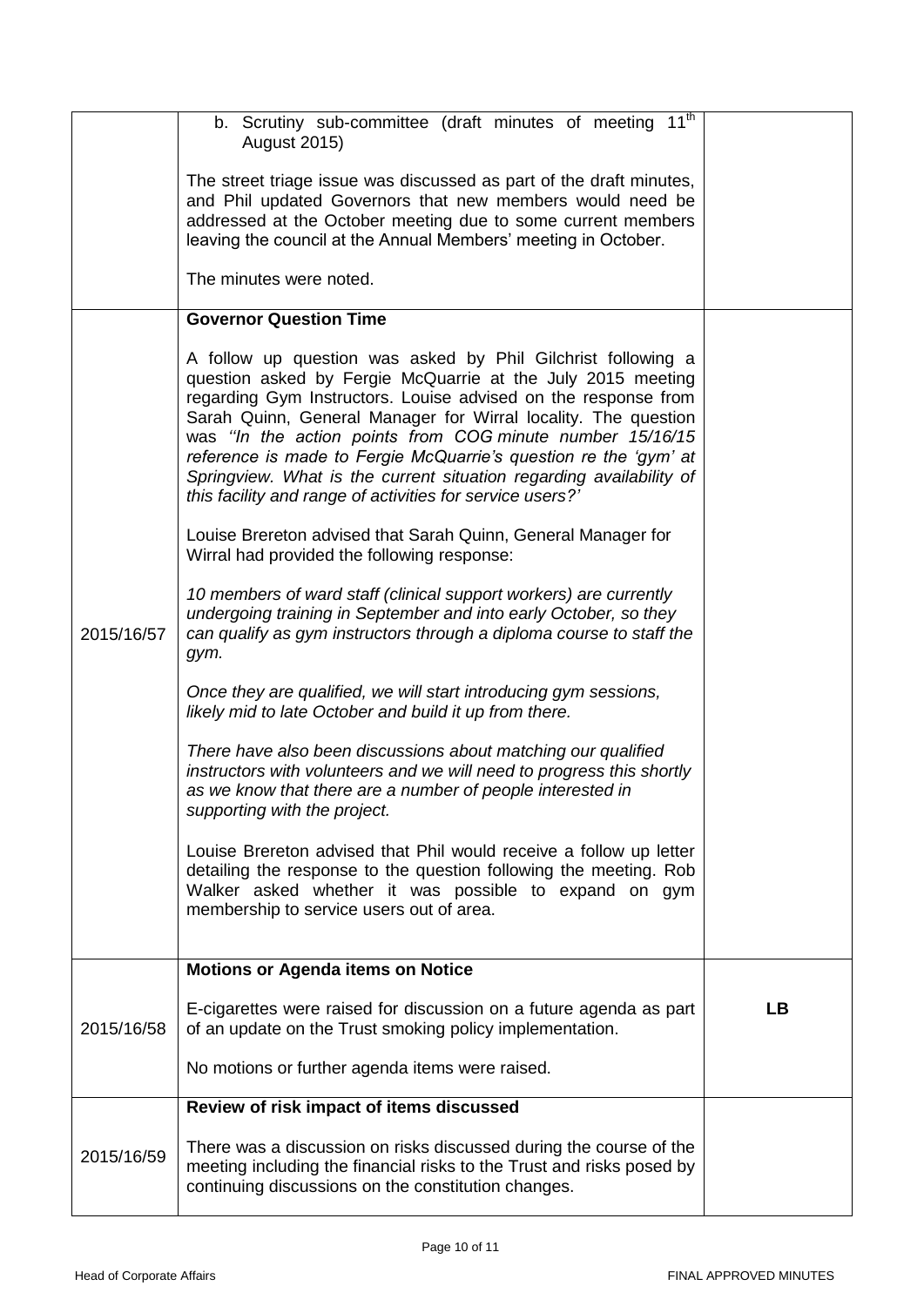| | | |
|---|---|---|
| | b. Scrutiny sub-committee (draft minutes of meeting 11th August 2015)<br><br>The street triage issue was discussed as part of the draft minutes, and Phil updated Governors that new members would need be addressed at the October meeting due to some current members leaving the council at the Annual Members' meeting in October.<br><br>The minutes were noted. | |
| 2015/16/57 | **Governor Question Time**<br><br>A follow up question was asked by Phil Gilchrist following a question asked by Fergie McQuarrie at the July 2015 meeting regarding Gym Instructors. Louise advised on the response from Sarah Quinn, General Manager for Wirral locality. The question was *''In the action points from COG minute number 15/16/15 reference is made to Fergie McQuarrie's question re the 'gym' at Springview. What is the current situation regarding availability of this facility and range of activities for service users?'*<br><br>Louise Brereton advised that Sarah Quinn, General Manager for Wirral had provided the following response:<br><br>*10 members of ward staff (clinical support workers) are currently undergoing training in September and into early October, so they can qualify as gym instructors through a diploma course to staff the gym.*<br><br>*Once they are qualified, we will start introducing gym sessions, likely mid to late October and build it up from there.*<br><br>*There have also been discussions about matching our qualified instructors with volunteers and we will need to progress this shortly as we know that there are a number of people interested in supporting with the project.*<br><br>Louise Brereton advised that Phil would receive a follow up letter detailing the response to the question following the meeting. Rob Walker asked whether it was possible to expand on gym membership to service users out of area. | |
| 2015/16/58 | **Motions or Agenda items on Notice**<br><br>E-cigarettes were raised for discussion on a future agenda as part of an update on the Trust smoking policy implementation.<br><br>No motions or further agenda items were raised. | **LB** |
| 2015/16/59 | **Review of risk impact of items discussed**<br><br>There was a discussion on risks discussed during the course of the meeting including the financial risks to the Trust and risks posed by continuing discussions on the constitution changes. | |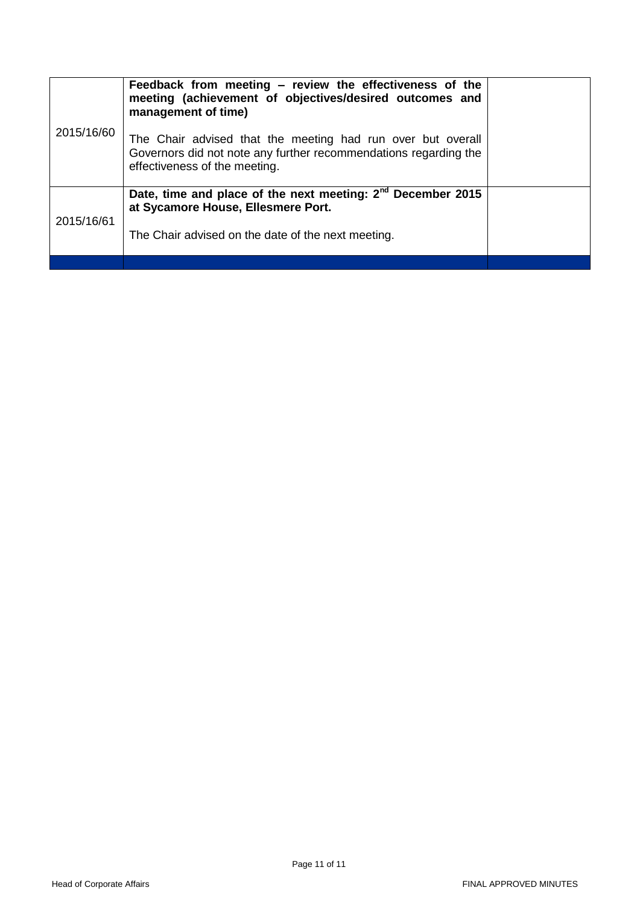| | | |
|---|---|---|
| 2015/16/60 | **Feedback from meeting – review the effectiveness of the meeting (achievement of objectives/desired outcomes and management of time)**<br><br>The Chair advised that the meeting had run over but overall Governors did not note any further recommendations regarding the effectiveness of the meeting. | |
| 2015/16/61 | **Date, time and place of the next meeting: 2nd December 2015 at Sycamore House, Ellesmere Port.**<br><br>The Chair advised on the date of the next meeting. | |
| | | |